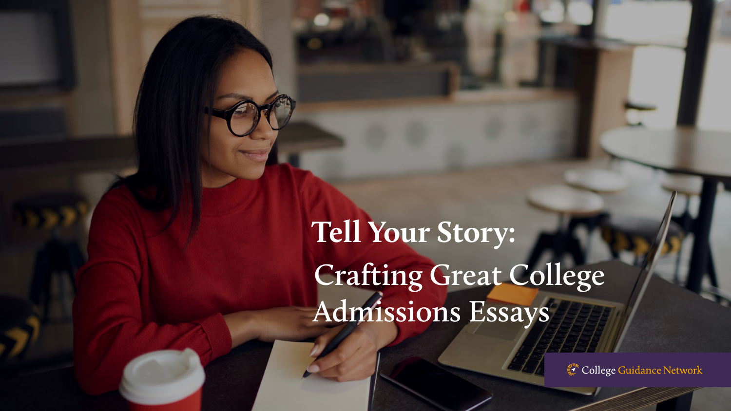# Tell Your Story:

## Crafting Great College Admissions Essays

College Guidance Network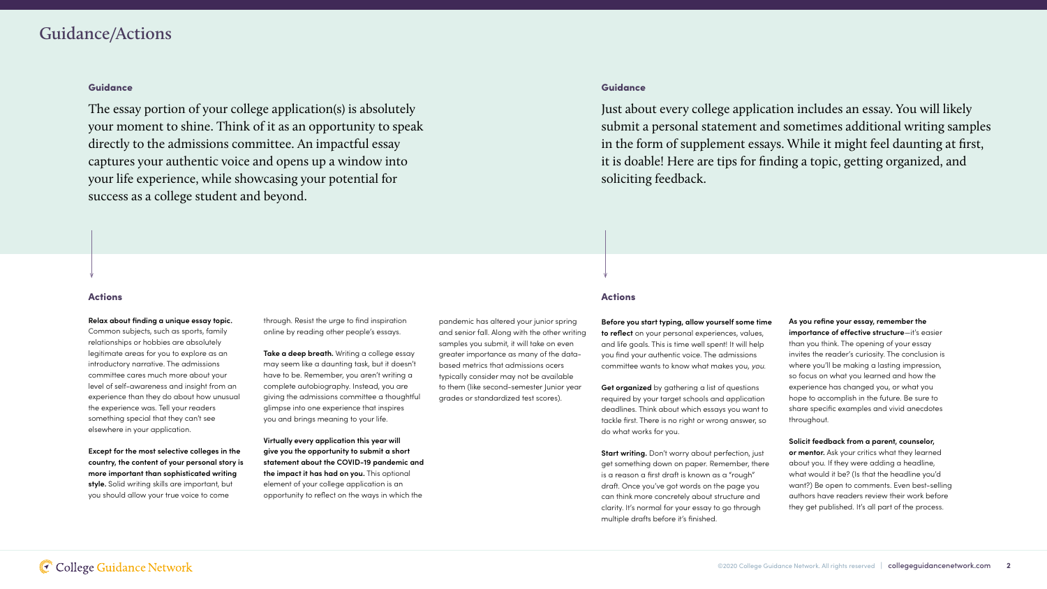# Guidance/Actions

## Guidance

The essay portion of your college application(s) is absolutely your moment to shine. Think of it as an opportunity to speak directly to the admissions committee. An impactful essay captures your authentic voice and opens up a window into your life experience, while showcasing your potential for success as a college student and beyond.

## Actions

**Relax about finding a unique essay topic.** Common subjects, such as sports, family relationships or hobbies are absolutely legitimate areas for you to explore as an introductory narrative. The admissions committee cares much more about your level of self-awareness and insight from an experience than they do about how unusual the experience was. Tell your readers something special that they can't see elsewhere in your application.

**Except for the most selective colleges in the country, the content of your personal story is more important than sophisticated writing style.** Solid writing skills are important, but you should allow your true voice to come through. Resist the urge to find inspiration online by reading other people's essays.

**Take a deep breath.** Writing a college essay may seem like a daunting task, but it doesn't have to be. Remember, you aren't writing a complete autobiography. Instead, you are giving the admissions committee a thoughtful glimpse into one experience that inspires you and brings meaning to your life.

**Virtually every application this year will give you the opportunity to submit a short statement about the COVID-19 pandemic and the impact it has had on you.** This optional element of your college application is an opportunity to reflect on the ways in which the pandemic has altered your junior spring and senior fall. Along with the other writing samples you submit, it will take on even greater importance as many of the data-based metrics that admissions ocers typically consider may not be available to them (like second-semester Junior year grades or standardized test scores).

## Guidance

Just about every college application includes an essay. You will likely submit a personal statement and sometimes additional writing samples in the form of supplement essays. While it might feel daunting at first, it is doable! Here are tips for finding a topic, getting organized, and soliciting feedback.

## Actions

**Before you start typing, allow yourself some time to reflect** on your personal experiences, values, and life goals. This is time well spent! It will help you find your authentic voice. The admissions committee wants to know what makes you, *you*.

**Get organized** by gathering a list of questions required by your target schools and application deadlines. Think about which essays you want to tackle first. There is no right or wrong answer, so do what works for you.

**Start writing.** Don't worry about perfection, just get something down on paper. Remember, there is a reason a first draft is known as a "rough" draft. Once you've got words on the page you can think more concretely about structure and clarity. It's normal for your essay to go through multiple drafts before it's finished.

**As you refine your essay, remember the importance of effective structure**—it's easier than you think. The opening of your essay invites the reader's curiosity. The conclusion is where you'll be making a lasting impression, so focus on what you learned and how the experience has changed you, or what you hope to accomplish in the future. Be sure to share specific examples and vivid anecdotes throughout.

**Solicit feedback from a parent, counselor, or mentor.** Ask your critics what they learned about you. If they were adding a headline, what would it be? (Is that the headline you'd want?) Be open to comments. Even best-selling authors have readers review their work before they get published. It's all part of the process.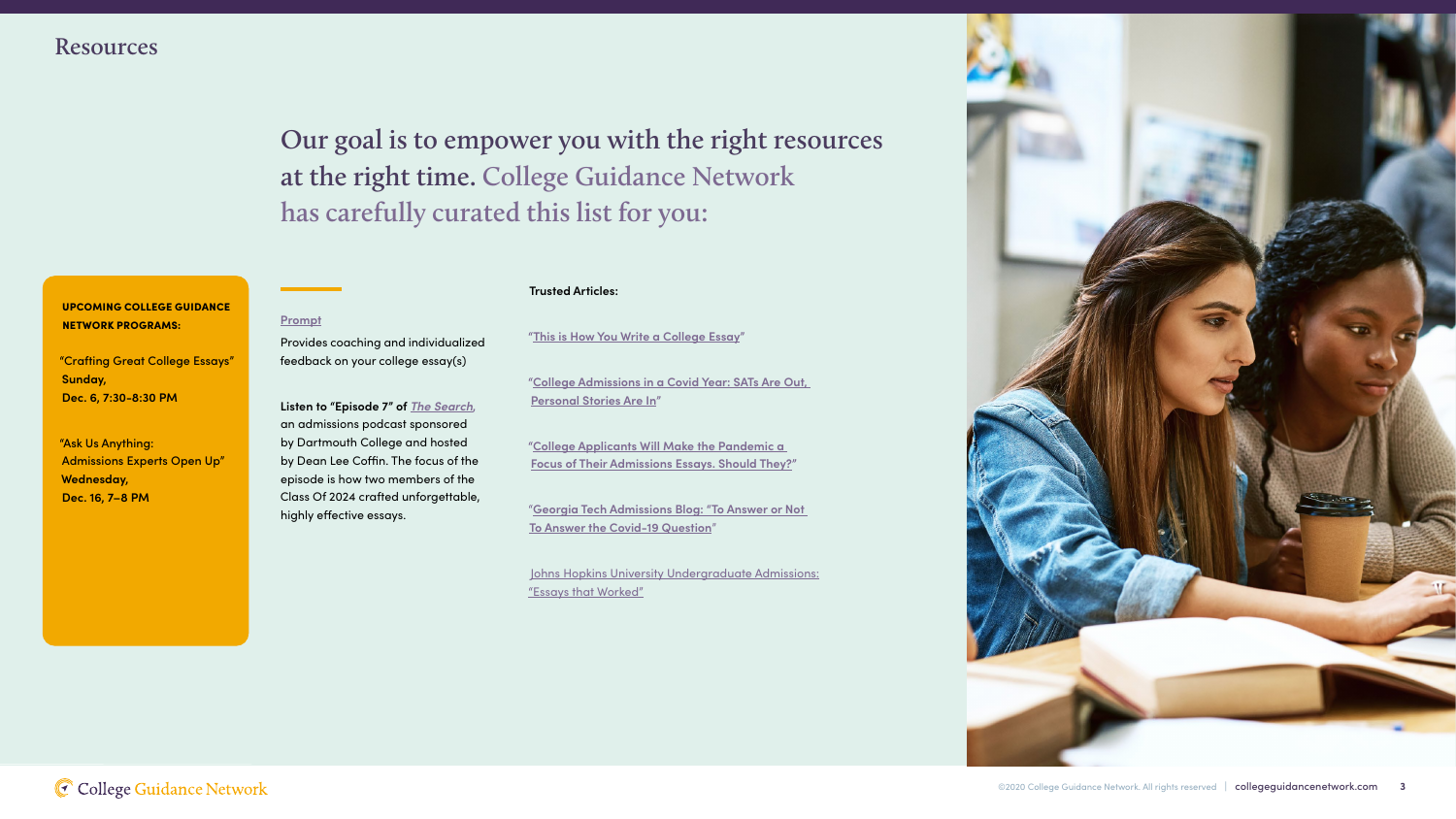# Resources

## Our goal is to empower you with the right resources at the right time. College Guidance Network has carefully curated this list for you:

**UPCOMING COLLEGE GUIDANCE NETWORK PROGRAMS:**

"Crafting Great College Essays"
**Sunday,**
**Dec. 6, 7:30-8:30 PM**

"Ask Us Anything:
Admissions Experts Open Up"
**Wednesday,**
**Dec. 16, 7–8 PM**

Prompt

Provides coaching and individualized feedback on your college essay(s)

**Listen to "Episode 7" of** ***The Search***, an admissions podcast sponsored by Dartmouth College and hosted by Dean Lee Coffin. The focus of the episode is how two members of the Class Of 2024 crafted unforgettable, highly effective essays.

**Trusted Articles:**

"This is How You Write a College Essay"

"College Admissions in a Covid Year: SATs Are Out, Personal Stories Are In"

"College Applicants Will Make the Pandemic a Focus of Their Admissions Essays. Should They?"

"Georgia Tech Admissions Blog: "To Answer or Not To Answer the Covid-19 Question"

Johns Hopkins University Undergraduate Admissions: "Essays that Worked"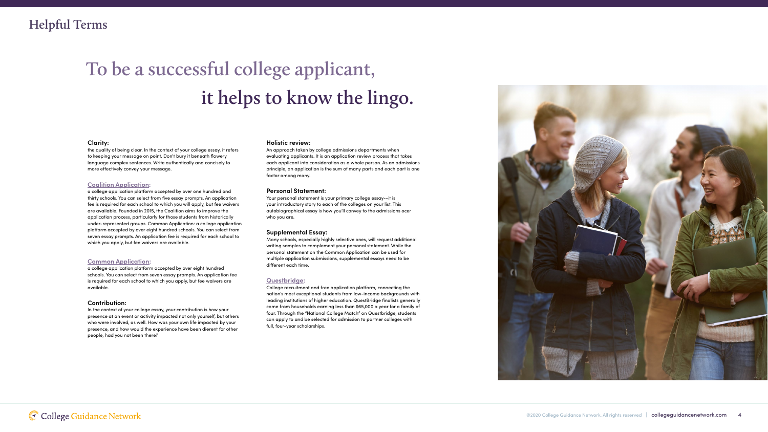## Helpful Terms

# To be a successful college applicant, it helps to know the lingo.

**Clarity:**
the quality of being clear. In the context of your college essay, it refers to keeping your message on point. Don't bury it beneath flowery language complex sentences. Write authentically and concisely to more effectively convey your message.

**Coalition Application:**
a college application platform accepted by over one hundred and thirty schools. You can select from five essay prompts. An application fee is required for each school to which you will apply, but fee waivers are available. Founded in 2015, the Coalition aims to improve the application process, particularly for those students from historically under-represented groups. Common Application: a college application platform accepted by over eight hundred schools. You can select from seven essay prompts. An application fee is required for each school to which you apply, but fee waivers are available.

**Common Application:**
a college application platform accepted by over eight hundred schools. You can select from seven essay prompts. An application fee is required for each school to which you apply, but fee waivers are available.

**Contribution:**
In the context of your college essay, your contribution is how your presence at an event or activity impacted not only yourself, but others who were involved, as well. How was your own life impacted by your presence, and how would the experience have been dierent for other people, had you not been there?

**Holistic review:**
An approach taken by college admissions departments when evaluating applicants. It is an application review process that takes each applicant into consideration as a whole person. As an admissions principle, an application is the sum of many parts and each part is one factor among many.

**Personal Statement:**
Your personal statement is your primary college essay--it is your introductory story to each of the colleges on your list. This autobiographical essay is how you'll convey to the admissions ocer who you are.

**Supplemental Essay:**
Many schools, especially highly selective ones, will request additional writing samples to complement your personal statement. While the personal statement on the Common Application can be used for multiple application submissions, supplemental essays need to be different each time.

**Questbridge:**
College recruitment and free application platform, connecting the nation's most exceptional students from low-income backgrounds with leading institutions of higher education. QuestBridge finalists generally come from households earning less than $65,000 a year for a family of four. Through the "National College Match" on Questbridge, students can apply to and be selected for admission to partner colleges with full, four-year scholarships.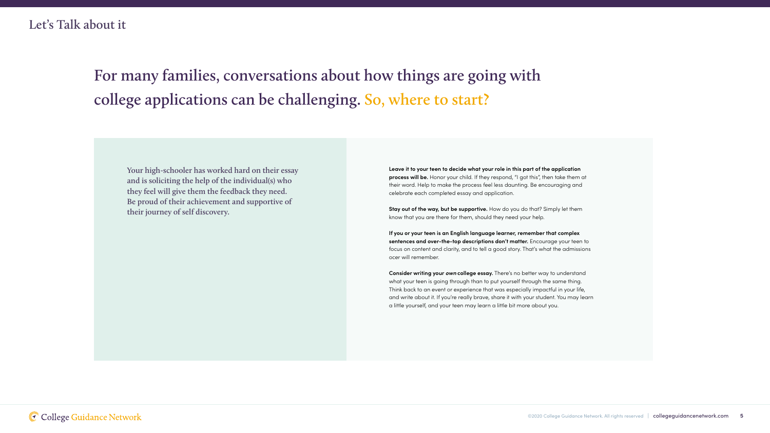Let's Talk about it

# For many families, conversations about how things are going with college applications can be challenging. So, where to start?

Your high-schooler has worked hard on their essay and is soliciting the help of the individual(s) who they feel will give them the feedback they need. Be proud of their achievement and supportive of their journey of self discovery.

**Leave it to your teen to decide what your role in this part of the application process will be.** Honor your child. If they respond, "I got this", then take them at their word. Help to make the process feel less daunting. Be encouraging and celebrate each completed essay and application.

**Stay out of the way, but be supportive.** How do you do that? Simply let them know that you are there for them, should they need your help.

**If you or your teen is an English language learner, remember that complex sentences and over-the-top descriptions don't matter.** Encourage your teen to focus on content and clarity, and to tell a good story. That's what the admissions ocer will remember.

**Consider writing your *own* college essay.** There's no better way to understand what your teen is going through than to put yourself through the same thing. Think back to an event or experience that was especially impactful in your life, and write about it. If you're really brave, share it with your student. You may learn a little yourself, and your teen may learn a little bit more about you.